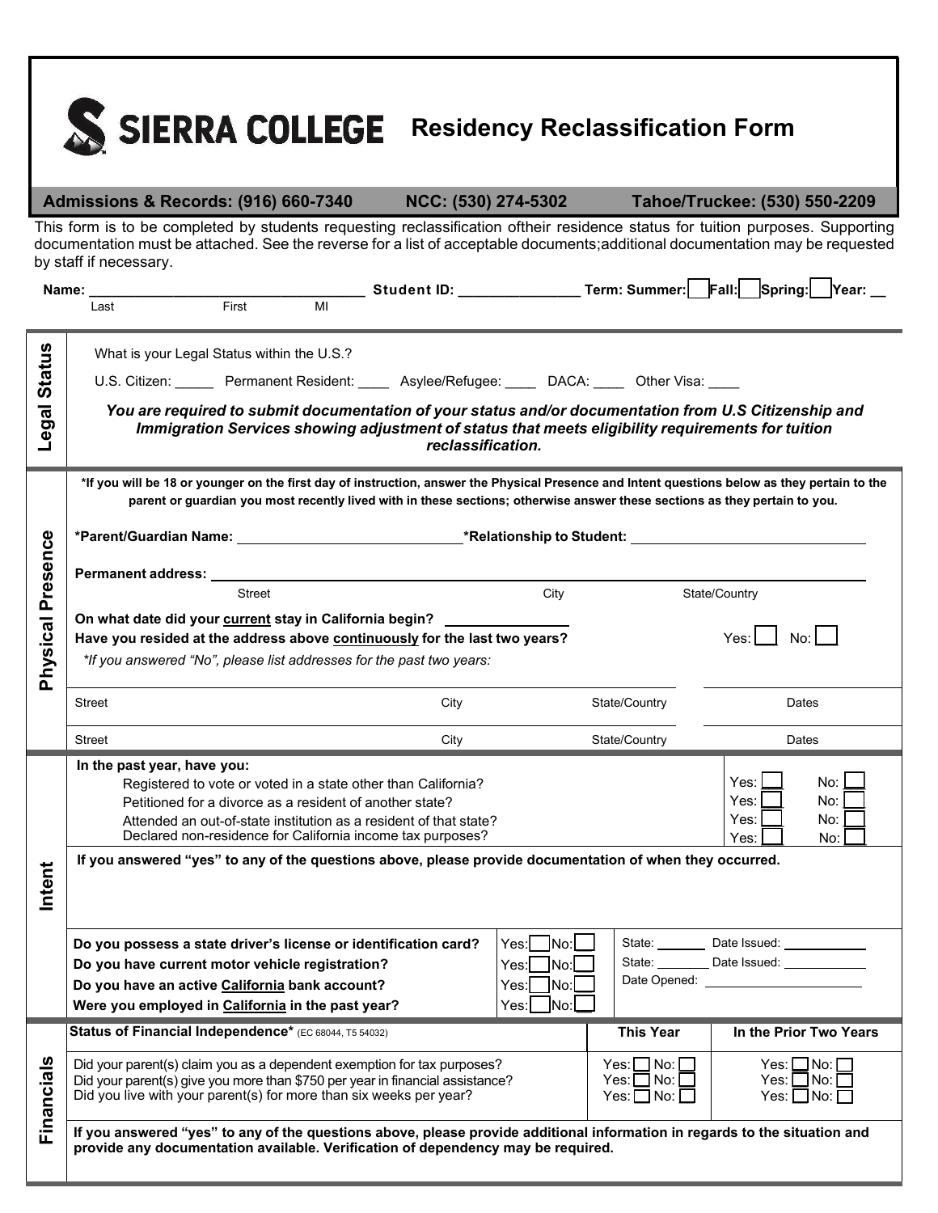# SIERRA COLLEGE Residency Reclassification Form

**Admissions & Records: (916) 660-7340 NCC: (530) 274-5302 Tahoe/Truckee: (530) 550-2209**

This form is to be completed by students requesting reclassification oftheir residence status for tuition purposes. Supporting documentation must be attached. See the reverse for a list of acceptable documents;additional documentation may be requested by staff if necessary.

**Name:** ___________________________________ **Student ID:** _______________ **Term: Summer:** ☐ **Fall:** ☐ **Spring:** ☐ **Year:** __

Last First MI

## Legal Status

What is your Legal Status within the U.S.?

U.S. Citizen: _____ Permanent Resident: ____ Asylee/Refugee: ____ DACA: ____ Other Visa: ____

***You are required to submit documentation of your status and/or documentation from U.S Citizenship and Immigration Services showing adjustment of status that meets eligibility requirements for tuition reclassification.***

## Physical Presence

***If you will be 18 or younger on the first day of instruction, answer the Physical Presence and Intent questions below as they pertain to the parent or guardian you most recently lived with in these sections; otherwise answer these sections as they pertain to you.**

***Parent/Guardian Name:** ____________________________ ***Relationship to Student:** ____________________________

**Permanent address:** ____________________________________________________________

Street City State/Country

**On what date did your current stay in California begin?** _______________

**Have you resided at the address above continuously for the last two years?** Yes: ☐ No: ☐

*\*If you answered "No", please list addresses for the past two years:*

| Street | City | State/Country | Dates |
|---|---|---|---|
| Street | City | State/Country | Dates |

## Intent

**In the past year, have you:**

| | | |
|---|---|---|
| Registered to vote or voted in a state other than California? | Yes: ☐ | No: ☐ |
| Petitioned for a divorce as a resident of another state? | Yes: ☐ | No: ☐ |
| Attended an out-of-state institution as a resident of that state? | Yes: ☐ | No: ☐ |
| Declared non-residence for California income tax purposes? | Yes: ☐ | No: ☐ |

**If you answered "yes" to any of the questions above, please provide documentation of when they occurred.**

| | | |
|---|---|---|
| **Do you possess a state driver's license or identification card?** | Yes: ☐ No: ☐ | State: _______ Date Issued: ___________ |
| **Do you have current motor vehicle registration?** | Yes: ☐ No: ☐ | State: ________ Date Issued: ___________ |
| **Do you have an active California bank account?** | Yes: ☐ No: ☐ | Date Opened: ____________________ |
| **Were you employed in California in the past year?** | Yes: ☐ No: ☐ | |

## Financials

| **Status of Financial Independence*** (EC 68044, T5 54032) | **This Year** | **In the Prior Two Years** |
|---|---|---|
| Did your parent(s) claim you as a dependent exemption for tax purposes? | Yes: ☐ No: ☐ | Yes: ☐ No: ☐ |
| Did your parent(s) give you more than $750 per year in financial assistance? | Yes: ☐ No: ☐ | Yes: ☐ No: ☐ |
| Did you live with your parent(s) for more than six weeks per year? | Yes: ☐ No: ☐ | Yes: ☐ No: ☐ |

**If you answered "yes" to any of the questions above, please provide additional information in regards to the situation and provide any documentation available. Verification of dependency may be required.**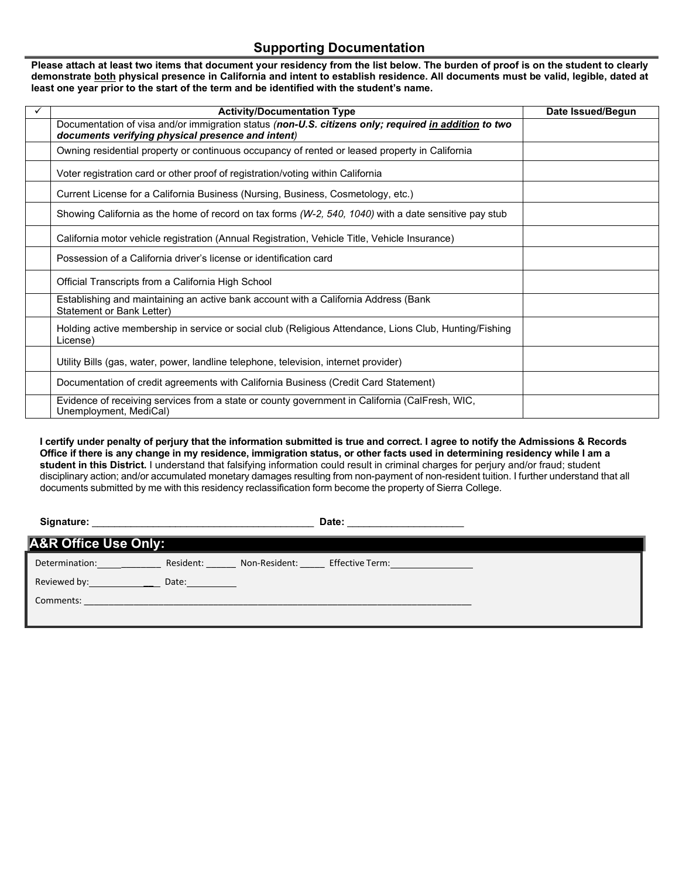## Supporting Documentation

**Please attach at least two items that document your residency from the list below. The burden of proof is on the student to clearly demonstrate both physical presence in California and intent to establish residence. All documents must be valid, legible, dated at least one year prior to the start of the term and be identified with the student's name.**

| ✓ | Activity/Documentation Type | Date Issued/Begun |
|---|---|---|
| | Documentation of visa and/or immigration status ***(non-U.S. citizens only; required in addition to two documents verifying physical presence and intent)*** | |
| | Owning residential property or continuous occupancy of rented or leased property in California | |
| | Voter registration card or other proof of registration/voting within California | |
| | Current License for a California Business (Nursing, Business, Cosmetology, etc.) | |
| | Showing California as the home of record on tax forms *(W-2, 540, 1040)* with a date sensitive pay stub | |
| | California motor vehicle registration (Annual Registration, Vehicle Title, Vehicle Insurance) | |
| | Possession of a California driver's license or identification card | |
| | Official Transcripts from a California High School | |
| | Establishing and maintaining an active bank account with a California Address (Bank Statement or Bank Letter) | |
| | Holding active membership in service or social club (Religious Attendance, Lions Club, Hunting/Fishing License) | |
| | Utility Bills (gas, water, power, landline telephone, television, internet provider) | |
| | Documentation of credit agreements with California Business (Credit Card Statement) | |
| | Evidence of receiving services from a state or county government in California (CalFresh, WIC, Unemployment, MediCal) | |

**I certify under penalty of perjury that the information submitted is true and correct. I agree to notify the Admissions & Records Office if there is any change in my residence, immigration status, or other facts used in determining residency while I am a student in this District.** I understand that falsifying information could result in criminal charges for perjury and/or fraud; student disciplinary action; and/or accumulated monetary damages resulting from non-payment of non-resident tuition. I further understand that all documents submitted by me with this residency reclassification form become the property of Sierra College.

**Signature:** ________________________________________ **Date:** ____________________

### A&R Office Use Only:

Determination:_____________ Resident: ______ Non-Resident: _____ Effective Term:_________________

Reviewed by:_______________ Date:__________

Comments: ________________________________________________________________________________